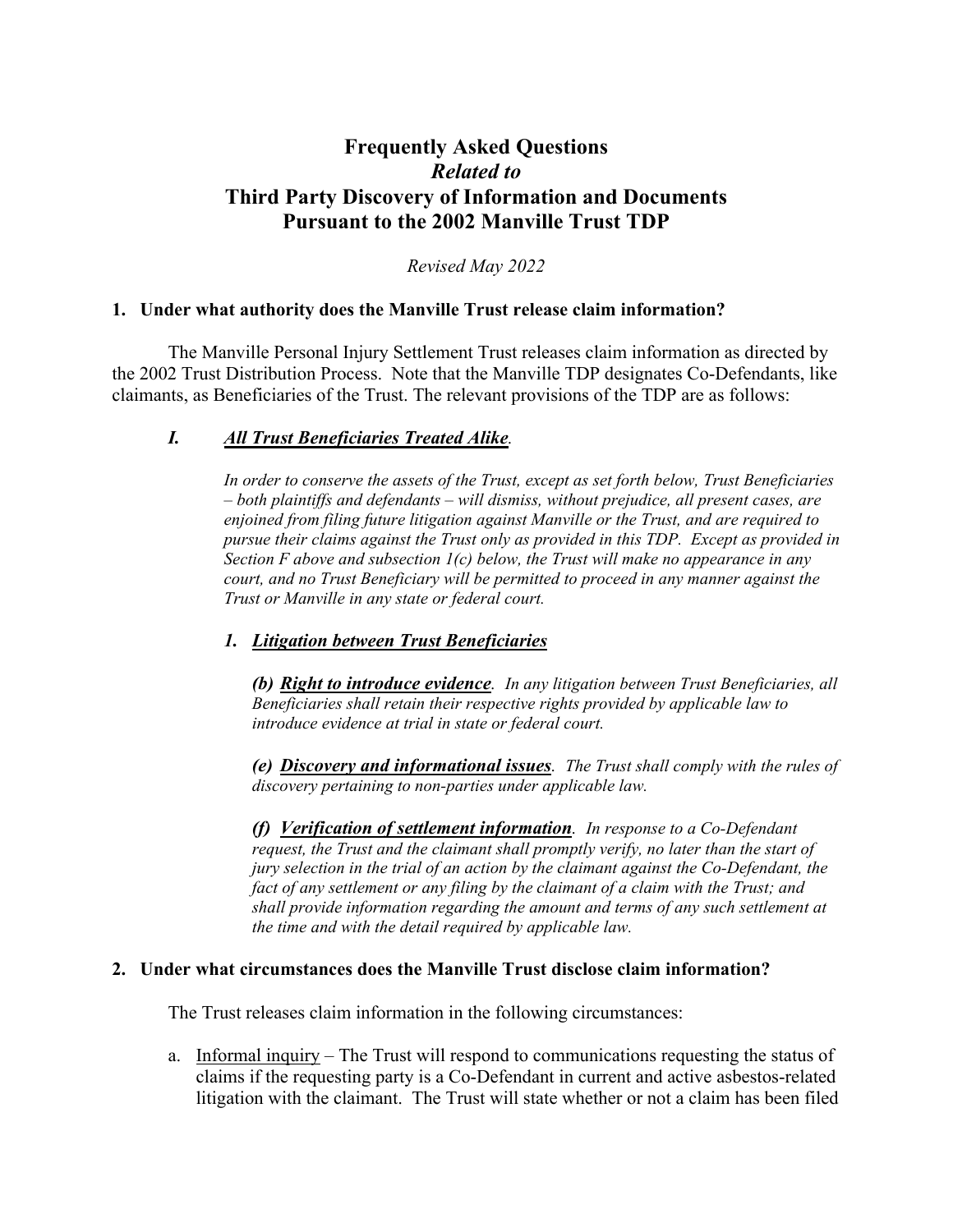# Frequently Asked Questions
## *Related to*
# Third Party Discovery of Information and Documents Pursuant to the 2002 Manville Trust TDP

*Revised May 2022*

### 1. Under what authority does the Manville Trust release claim information?

The Manville Personal Injury Settlement Trust releases claim information as directed by the 2002 Trust Distribution Process. Note that the Manville TDP designates Co-Defendants, like claimants, as Beneficiaries of the Trust. The relevant provisions of the TDP are as follows:

> ***I. <u>All Trust Beneficiaries Treated Alike</u>.***
>
> *In order to conserve the assets of the Trust, except as set forth below, Trust Beneficiaries – both plaintiffs and defendants – will dismiss, without prejudice, all present cases, are enjoined from filing future litigation against Manville or the Trust, and are required to pursue their claims against the Trust only as provided in this TDP. Except as provided in Section F above and subsection 1(c) below, the Trust will make no appearance in any court, and no Trust Beneficiary will be permitted to proceed in any manner against the Trust or Manville in any state or federal court.*
>
> ***1. <u>Litigation between Trust Beneficiaries</u>***
>
> ***(b) <u>Right to introduce evidence</u>.*** *In any litigation between Trust Beneficiaries, all Beneficiaries shall retain their respective rights provided by applicable law to introduce evidence at trial in state or federal court.*
>
> ***(e) <u>Discovery and informational issues</u>.*** *The Trust shall comply with the rules of discovery pertaining to non-parties under applicable law.*
>
> ***(f) <u>Verification of settlement information</u>.*** *In response to a Co-Defendant request, the Trust and the claimant shall promptly verify, no later than the start of jury selection in the trial of an action by the claimant against the Co-Defendant, the fact of any settlement or any filing by the claimant of a claim with the Trust; and shall provide information regarding the amount and terms of any such settlement at the time and with the detail required by applicable law.*

### 2. Under what circumstances does the Manville Trust disclose claim information?

The Trust releases claim information in the following circumstances:

a. <u>Informal inquiry</u> – The Trust will respond to communications requesting the status of claims if the requesting party is a Co-Defendant in current and active asbestos-related litigation with the claimant. The Trust will state whether or not a claim has been filed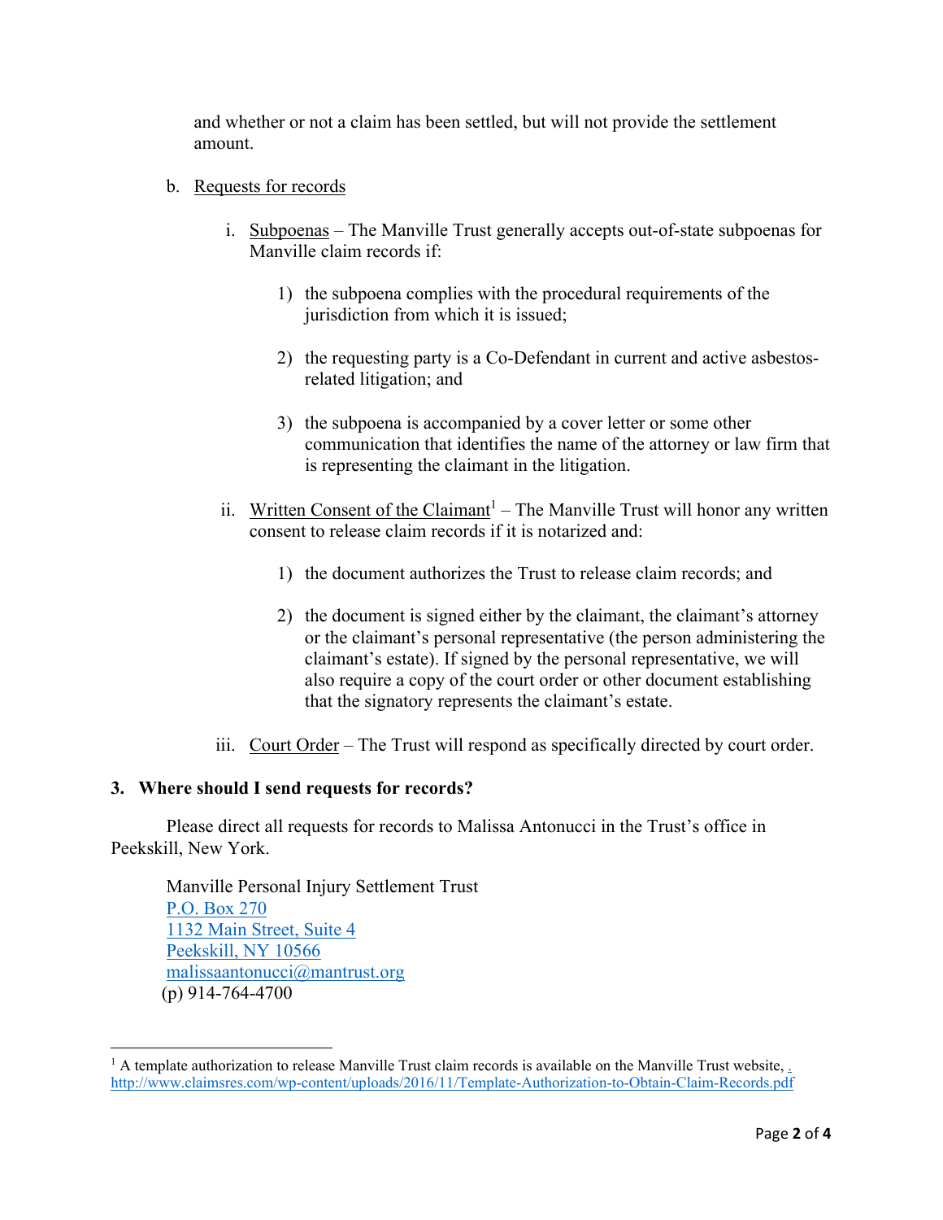and whether or not a claim has been settled, but will not provide the settlement amount.

b. Requests for records

   i. Subpoenas – The Manville Trust generally accepts out-of-state subpoenas for Manville claim records if:

      1) the subpoena complies with the procedural requirements of the jurisdiction from which it is issued;

      2) the requesting party is a Co-Defendant in current and active asbestos-related litigation; and

      3) the subpoena is accompanied by a cover letter or some other communication that identifies the name of the attorney or law firm that is representing the claimant in the litigation.

   ii. Written Consent of the Claimant[1] – The Manville Trust will honor any written consent to release claim records if it is notarized and:

      1) the document authorizes the Trust to release claim records; and

      2) the document is signed either by the claimant, the claimant's attorney or the claimant's personal representative (the person administering the claimant's estate). If signed by the personal representative, we will also require a copy of the court order or other document establishing that the signatory represents the claimant's estate.

   iii. Court Order – The Trust will respond as specifically directed by court order.

### 3. Where should I send requests for records?

Please direct all requests for records to Malissa Antonucci in the Trust's office in Peekskill, New York.

Manville Personal Injury Settlement Trust  
P.O. Box 270  
1132 Main Street, Suite 4  
Peekskill, NY 10566  
malissaantonucci@mantrust.org  
(p) 914-764-4700

---

[1] A template authorization to release Manville Trust claim records is available on the Manville Trust website, . http://www.claimsres.com/wp-content/uploads/2016/11/Template-Authorization-to-Obtain-Claim-Records.pdf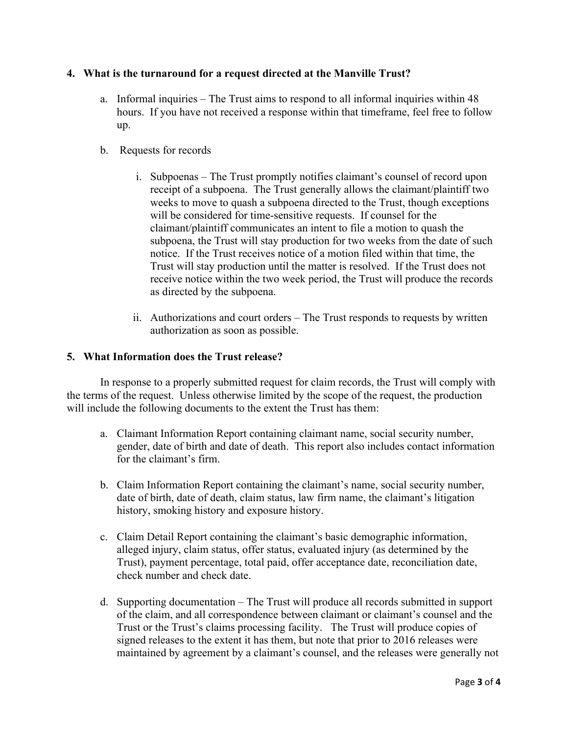**4. What is the turnaround for a request directed at the Manville Trust?**

a. Informal inquiries – The Trust aims to respond to all informal inquiries within 48 hours. If you have not received a response within that timeframe, feel free to follow up.

b. Requests for records

   i. Subpoenas – The Trust promptly notifies claimant's counsel of record upon receipt of a subpoena. The Trust generally allows the claimant/plaintiff two weeks to move to quash a subpoena directed to the Trust, though exceptions will be considered for time-sensitive requests. If counsel for the claimant/plaintiff communicates an intent to file a motion to quash the subpoena, the Trust will stay production for two weeks from the date of such notice. If the Trust receives notice of a motion filed within that time, the Trust will stay production until the matter is resolved. If the Trust does not receive notice within the two week period, the Trust will produce the records as directed by the subpoena.

   ii. Authorizations and court orders – The Trust responds to requests by written authorization as soon as possible.

**5. What Information does the Trust release?**

In response to a properly submitted request for claim records, the Trust will comply with the terms of the request. Unless otherwise limited by the scope of the request, the production will include the following documents to the extent the Trust has them:

a. Claimant Information Report containing claimant name, social security number, gender, date of birth and date of death. This report also includes contact information for the claimant's firm.

b. Claim Information Report containing the claimant's name, social security number, date of birth, date of death, claim status, law firm name, the claimant's litigation history, smoking history and exposure history.

c. Claim Detail Report containing the claimant's basic demographic information, alleged injury, claim status, offer status, evaluated injury (as determined by the Trust), payment percentage, total paid, offer acceptance date, reconciliation date, check number and check date.

d. Supporting documentation – The Trust will produce all records submitted in support of the claim, and all correspondence between claimant or claimant's counsel and the Trust or the Trust's claims processing facility. The Trust will produce copies of signed releases to the extent it has them, but note that prior to 2016 releases were maintained by agreement by a claimant's counsel, and the releases were generally not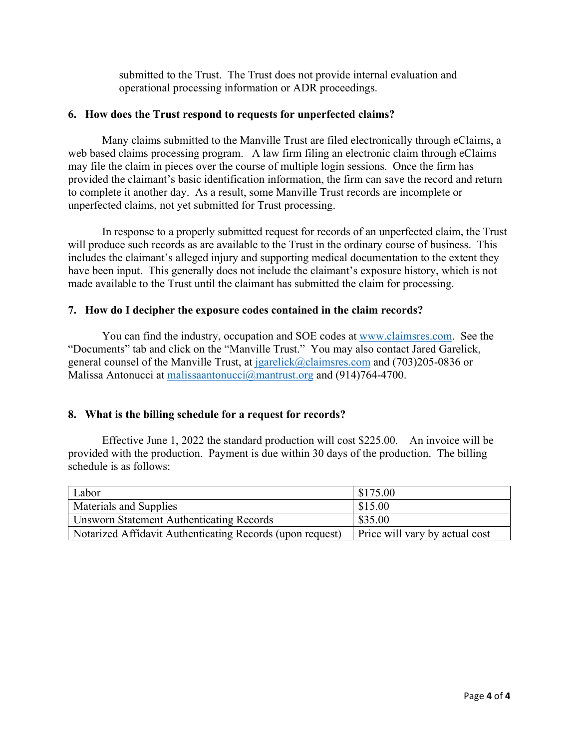submitted to the Trust. The Trust does not provide internal evaluation and operational processing information or ADR proceedings.

**6. How does the Trust respond to requests for unperfected claims?**

Many claims submitted to the Manville Trust are filed electronically through eClaims, a web based claims processing program. A law firm filing an electronic claim through eClaims may file the claim in pieces over the course of multiple login sessions. Once the firm has provided the claimant's basic identification information, the firm can save the record and return to complete it another day. As a result, some Manville Trust records are incomplete or unperfected claims, not yet submitted for Trust processing.

In response to a properly submitted request for records of an unperfected claim, the Trust will produce such records as are available to the Trust in the ordinary course of business. This includes the claimant's alleged injury and supporting medical documentation to the extent they have been input. This generally does not include the claimant's exposure history, which is not made available to the Trust until the claimant has submitted the claim for processing.

**7. How do I decipher the exposure codes contained in the claim records?**

You can find the industry, occupation and SOE codes at www.claimsres.com. See the "Documents" tab and click on the "Manville Trust." You may also contact Jared Garelick, general counsel of the Manville Trust, at jgarelick@claimsres.com and (703)205-0836 or Malissa Antonucci at malissaantonucci@mantrust.org and (914)764-4700.

**8. What is the billing schedule for a request for records?**

Effective June 1, 2022 the standard production will cost $225.00. An invoice will be provided with the production. Payment is due within 30 days of the production. The billing schedule is as follows:

| | |
|---|---|
| Labor | $175.00 |
| Materials and Supplies | $15.00 |
| Unsworn Statement Authenticating Records | $35.00 |
| Notarized Affidavit Authenticating Records (upon request) | Price will vary by actual cost |